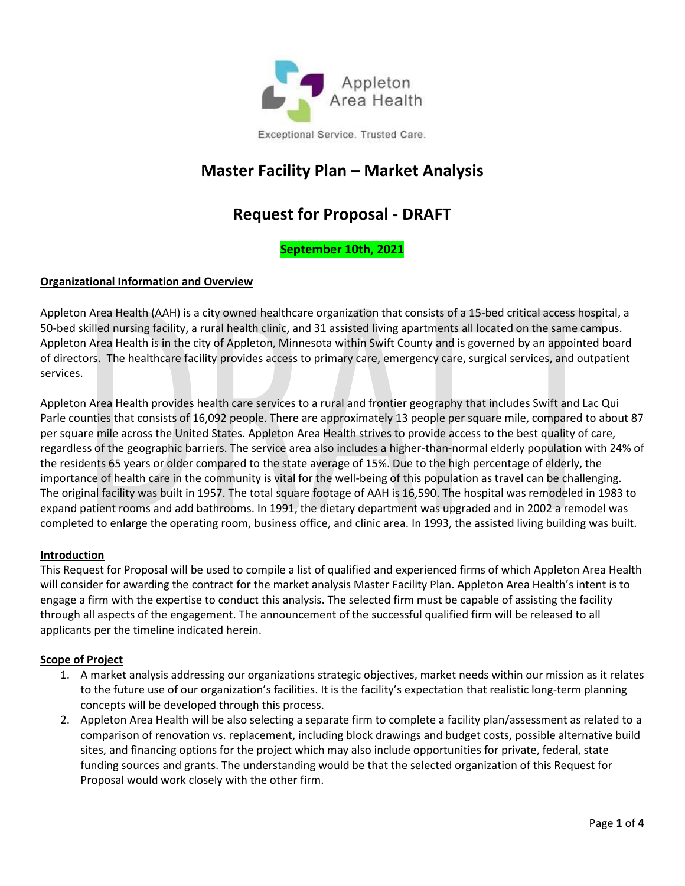Appleton Area Health

Exceptional Service. Trusted Care.

# Master Facility Plan – Market Analysis

# Request for Proposal - DRAFT

**September 10th, 2021**

## Organizational Information and Overview

Appleton Area Health (AAH) is a city owned healthcare organization that consists of a 15-bed critical access hospital, a 50-bed skilled nursing facility, a rural health clinic, and 31 assisted living apartments all located on the same campus. Appleton Area Health is in the city of Appleton, Minnesota within Swift County and is governed by an appointed board of directors. The healthcare facility provides access to primary care, emergency care, surgical services, and outpatient services.

Appleton Area Health provides health care services to a rural and frontier geography that includes Swift and Lac Qui Parle counties that consists of 16,092 people. There are approximately 13 people per square mile, compared to about 87 per square mile across the United States. Appleton Area Health strives to provide access to the best quality of care, regardless of the geographic barriers. The service area also includes a higher-than-normal elderly population with 24% of the residents 65 years or older compared to the state average of 15%. Due to the high percentage of elderly, the importance of health care in the community is vital for the well-being of this population as travel can be challenging. The original facility was built in 1957. The total square footage of AAH is 16,590. The hospital was remodeled in 1983 to expand patient rooms and add bathrooms. In 1991, the dietary department was upgraded and in 2002 a remodel was completed to enlarge the operating room, business office, and clinic area. In 1993, the assisted living building was built.

## Introduction

This Request for Proposal will be used to compile a list of qualified and experienced firms of which Appleton Area Health will consider for awarding the contract for the market analysis Master Facility Plan. Appleton Area Health's intent is to engage a firm with the expertise to conduct this analysis. The selected firm must be capable of assisting the facility through all aspects of the engagement. The announcement of the successful qualified firm will be released to all applicants per the timeline indicated herein.

## Scope of Project

1. A market analysis addressing our organizations strategic objectives, market needs within our mission as it relates to the future use of our organization's facilities. It is the facility's expectation that realistic long-term planning concepts will be developed through this process.
2. Appleton Area Health will be also selecting a separate firm to complete a facility plan/assessment as related to a comparison of renovation vs. replacement, including block drawings and budget costs, possible alternative build sites, and financing options for the project which may also include opportunities for private, federal, state funding sources and grants. The understanding would be that the selected organization of this Request for Proposal would work closely with the other firm.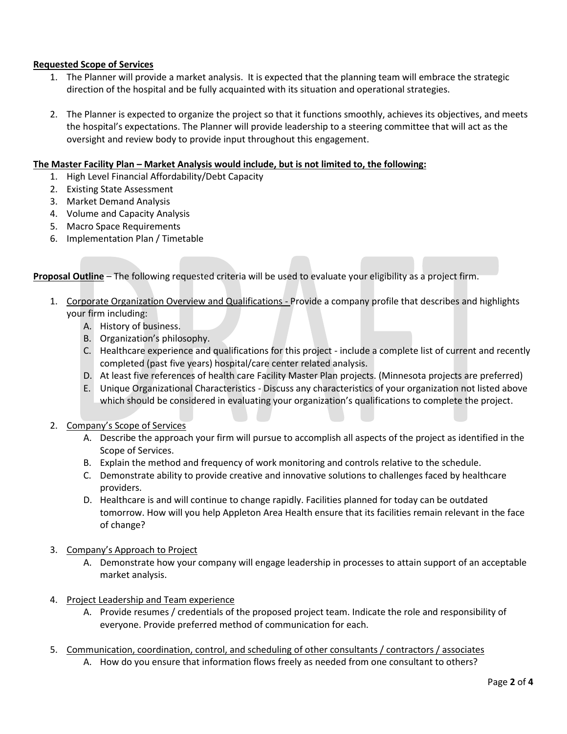**Requested Scope of Services**

1. The Planner will provide a market analysis. It is expected that the planning team will embrace the strategic direction of the hospital and be fully acquainted with its situation and operational strategies.

2. The Planner is expected to organize the project so that it functions smoothly, achieves its objectives, and meets the hospital's expectations. The Planner will provide leadership to a steering committee that will act as the oversight and review body to provide input throughout this engagement.

**The Master Facility Plan – Market Analysis would include, but is not limited to, the following:**

1. High Level Financial Affordability/Debt Capacity
2. Existing State Assessment
3. Market Demand Analysis
4. Volume and Capacity Analysis
5. Macro Space Requirements
6. Implementation Plan / Timetable

**Proposal Outline** – The following requested criteria will be used to evaluate your eligibility as a project firm.

1. Corporate Organization Overview and Qualifications - Provide a company profile that describes and highlights your firm including:
   A. History of business.
   B. Organization's philosophy.
   C. Healthcare experience and qualifications for this project - include a complete list of current and recently completed (past five years) hospital/care center related analysis.
   D. At least five references of health care Facility Master Plan projects. (Minnesota projects are preferred)
   E. Unique Organizational Characteristics - Discuss any characteristics of your organization not listed above which should be considered in evaluating your organization's qualifications to complete the project.

2. Company's Scope of Services
   A. Describe the approach your firm will pursue to accomplish all aspects of the project as identified in the Scope of Services.
   B. Explain the method and frequency of work monitoring and controls relative to the schedule.
   C. Demonstrate ability to provide creative and innovative solutions to challenges faced by healthcare providers.
   D. Healthcare is and will continue to change rapidly. Facilities planned for today can be outdated tomorrow. How will you help Appleton Area Health ensure that its facilities remain relevant in the face of change?

3. Company's Approach to Project
   A. Demonstrate how your company will engage leadership in processes to attain support of an acceptable market analysis.

4. Project Leadership and Team experience
   A. Provide resumes / credentials of the proposed project team. Indicate the role and responsibility of everyone. Provide preferred method of communication for each.

5. Communication, coordination, control, and scheduling of other consultants / contractors / associates
   A. How do you ensure that information flows freely as needed from one consultant to others?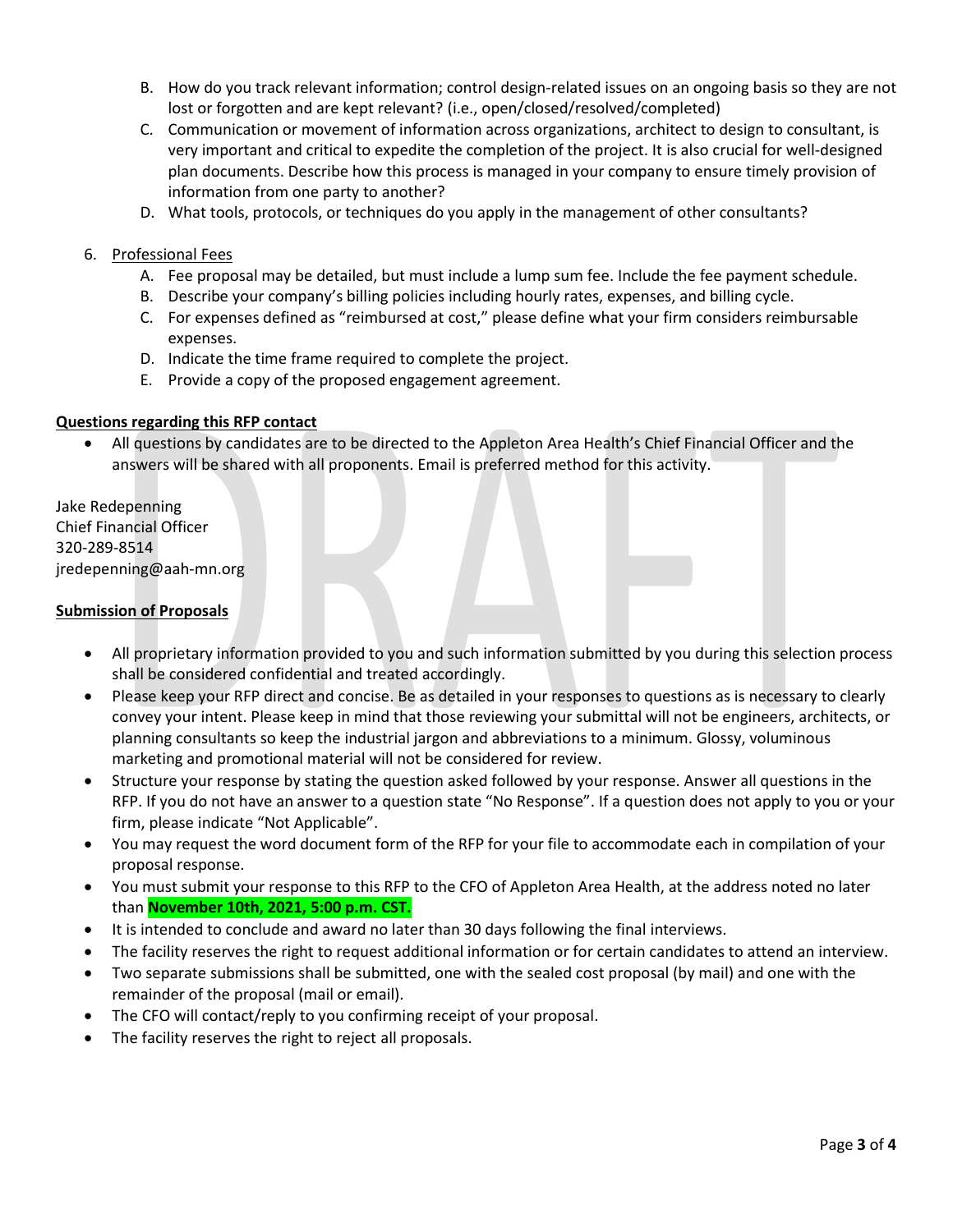B. How do you track relevant information; control design-related issues on an ongoing basis so they are not lost or forgotten and are kept relevant? (i.e., open/closed/resolved/completed)

C. Communication or movement of information across organizations, architect to design to consultant, is very important and critical to expedite the completion of the project. It is also crucial for well-designed plan documents. Describe how this process is managed in your company to ensure timely provision of information from one party to another?

D. What tools, protocols, or techniques do you apply in the management of other consultants?

6. Professional Fees
   A. Fee proposal may be detailed, but must include a lump sum fee. Include the fee payment schedule.
   B. Describe your company's billing policies including hourly rates, expenses, and billing cycle.
   C. For expenses defined as "reimbursed at cost," please define what your firm considers reimbursable expenses.
   D. Indicate the time frame required to complete the project.
   E. Provide a copy of the proposed engagement agreement.

**Questions regarding this RFP contact**

- All questions by candidates are to be directed to the Appleton Area Health's Chief Financial Officer and the answers will be shared with all proponents. Email is preferred method for this activity.

Jake Redepenning
Chief Financial Officer
320-289-8514
jredepenning@aah-mn.org

**Submission of Proposals**

- All proprietary information provided to you and such information submitted by you during this selection process shall be considered confidential and treated accordingly.
- Please keep your RFP direct and concise. Be as detailed in your responses to questions as is necessary to clearly convey your intent. Please keep in mind that those reviewing your submittal will not be engineers, architects, or planning consultants so keep the industrial jargon and abbreviations to a minimum. Glossy, voluminous marketing and promotional material will not be considered for review.
- Structure your response by stating the question asked followed by your response. Answer all questions in the RFP. If you do not have an answer to a question state "No Response". If a question does not apply to you or your firm, please indicate "Not Applicable".
- You may request the word document form of the RFP for your file to accommodate each in compilation of your proposal response.
- You must submit your response to this RFP to the CFO of Appleton Area Health, at the address noted no later than **November 10th, 2021, 5:00 p.m. CST.**
- It is intended to conclude and award no later than 30 days following the final interviews.
- The facility reserves the right to request additional information or for certain candidates to attend an interview.
- Two separate submissions shall be submitted, one with the sealed cost proposal (by mail) and one with the remainder of the proposal (mail or email).
- The CFO will contact/reply to you confirming receipt of your proposal.
- The facility reserves the right to reject all proposals.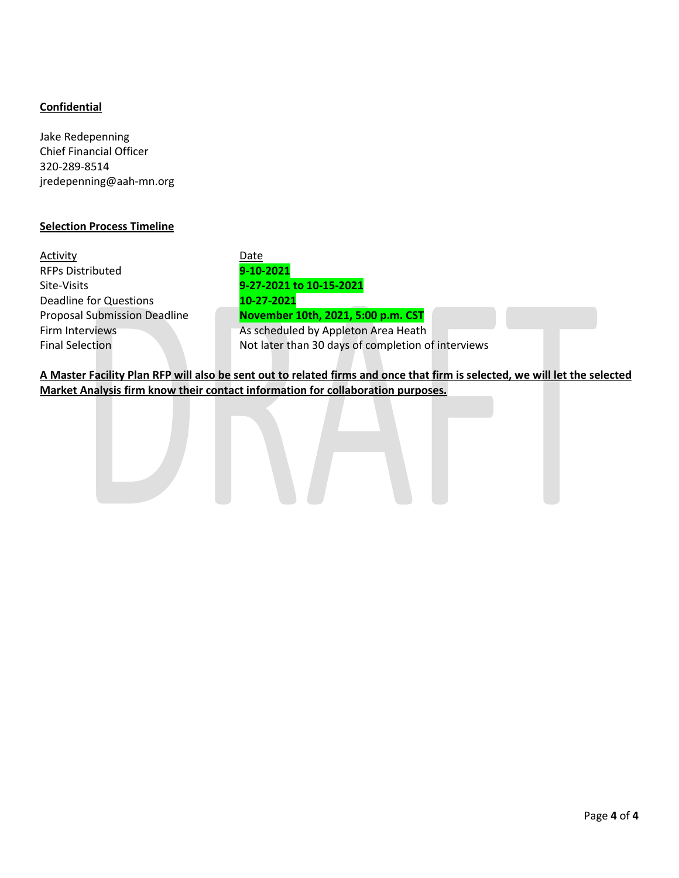**Confidential**

Jake Redepenning
Chief Financial Officer
320-289-8514
jredepenning@aah-mn.org

**Selection Process Timeline**

| Activity | Date |
|---|---|
| RFPs Distributed | **9-10-2021** |
| Site-Visits | **9-27-2021 to 10-15-2021** |
| Deadline for Questions | **10-27-2021** |
| Proposal Submission Deadline | **November 10th, 2021, 5:00 p.m. CST** |
| Firm Interviews | As scheduled by Appleton Area Heath |
| Final Selection | Not later than 30 days of completion of interviews |

**A Master Facility Plan RFP will also be sent out to related firms and once that firm is selected, we will let the selected Market Analysis firm know their contact information for collaboration purposes.**